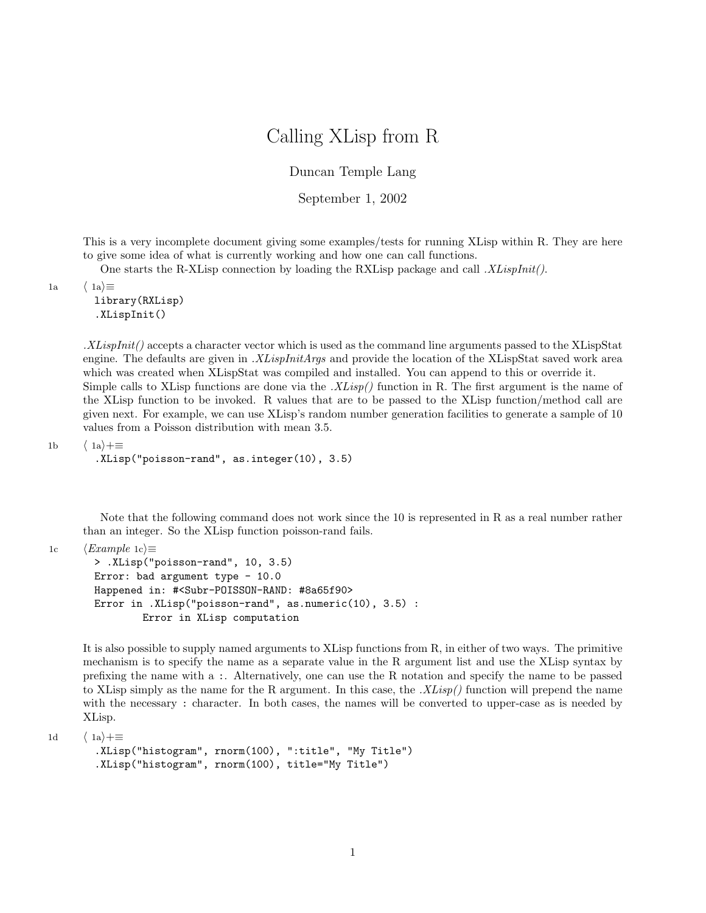# Calling XLisp from R

Duncan Temple Lang

September 1, 2002

This is a very incomplete document giving some examples/tests for running XLisp within R. They are here to give some idea of what is currently working and how one can call functions.

One starts the R-XLisp connection by loading the RXLisp package and call *.XLispInit()*.

1a ⟨ 1a⟩≡
```
library(RXLisp)
.XLispInit()
```

*.XLispInit()* accepts a character vector which is used as the command line arguments passed to the XLispStat engine. The defaults are given in *.XLispInitArgs* and provide the location of the XLispStat saved work area which was created when XLispStat was compiled and installed. You can append to this or override it. Simple calls to XLisp functions are done via the *.XLisp()* function in R. The first argument is the name of the XLisp function to be invoked. R values that are to be passed to the XLisp function/method call are given next. For example, we can use XLisp's random number generation facilities to generate a sample of 10 values from a Poisson distribution with mean 3.5.

1b ⟨ 1a⟩+≡
```
.XLisp("poisson-rand", as.integer(10), 3.5)
```

Note that the following command does not work since the 10 is represented in R as a real number rather than an integer. So the XLisp function poisson-rand fails.

1c ⟨*Example* 1c⟩≡
```
> .XLisp("poisson-rand", 10, 3.5)
Error: bad argument type - 10.0
Happened in: #<Subr-POISSON-RAND: #8a65f90>
Error in .XLisp("poisson-rand", as.numeric(10), 3.5) :
        Error in XLisp computation
```

It is also possible to supply named arguments to XLisp functions from R, in either of two ways. The primitive mechanism is to specify the name as a separate value in the R argument list and use the XLisp syntax by prefixing the name with a :. Alternatively, one can use the R notation and specify the name to be passed to XLisp simply as the name for the R argument. In this case, the *.XLisp()* function will prepend the name with the necessary : character. In both cases, the names will be converted to upper-case as is needed by XLisp.

1d ⟨ 1a⟩+≡
```
.XLisp("histogram", rnorm(100), ":title", "My Title")
.XLisp("histogram", rnorm(100), title="My Title")
```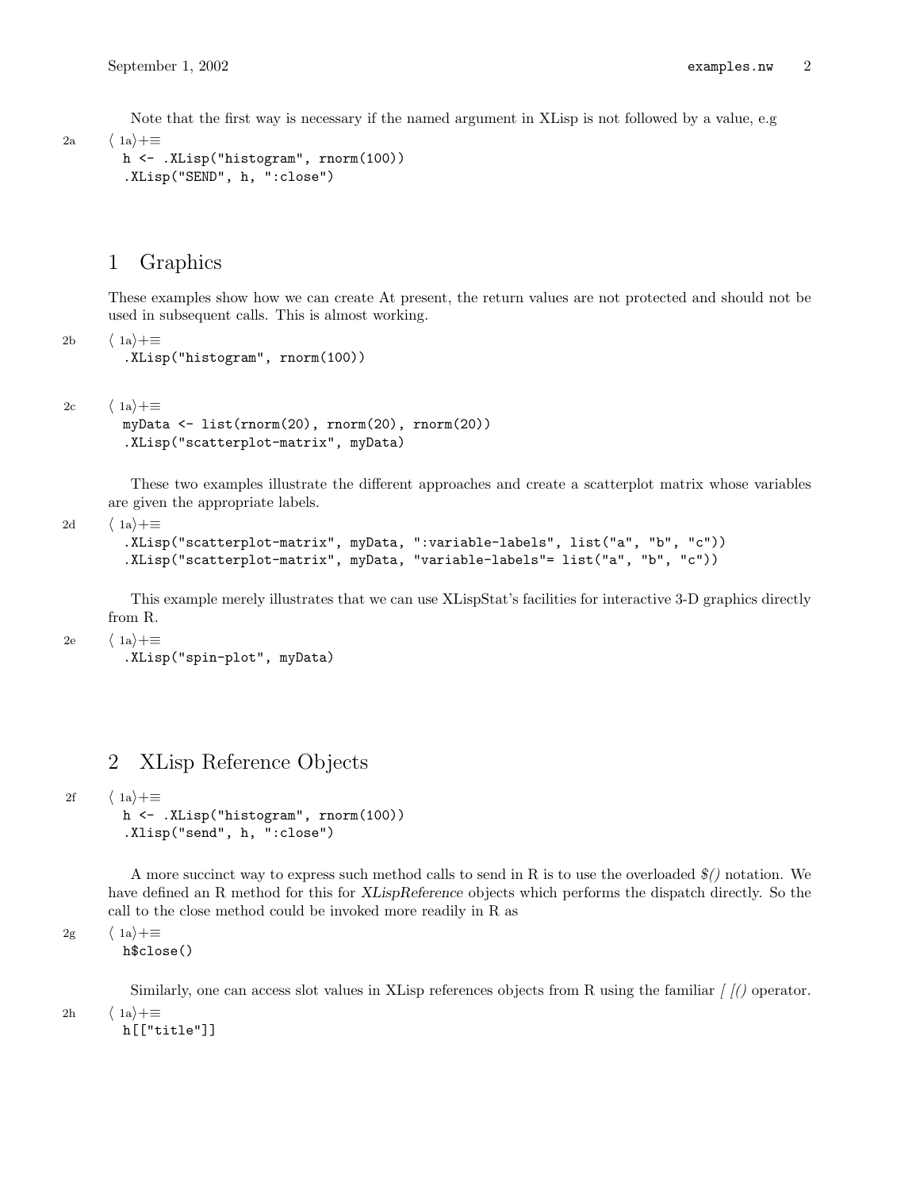Note that the first way is necessary if the named argument in XLisp is not followed by a value, e.g

2a ⟨ 1a⟩+≡
```
h <- .XLisp("histogram", rnorm(100))
.XLisp("SEND", h, ":close")
```

## 1 Graphics

These examples show how we can create At present, the return values are not protected and should not be used in subsequent calls. This is almost working.

2b ⟨ 1a⟩+≡
```
.XLisp("histogram", rnorm(100))
```

2c ⟨ 1a⟩+≡
```
myData <- list(rnorm(20), rnorm(20), rnorm(20))
.XLisp("scatterplot-matrix", myData)
```

These two examples illustrate the different approaches and create a scatterplot matrix whose variables are given the appropriate labels.

2d ⟨ 1a⟩+≡
```
.XLisp("scatterplot-matrix", myData, ":variable-labels", list("a", "b", "c"))
.XLisp("scatterplot-matrix", myData, "variable-labels"= list("a", "b", "c"))
```

This example merely illustrates that we can use XLispStat's facilities for interactive 3-D graphics directly from R.

2e ⟨ 1a⟩+≡
```
.XLisp("spin-plot", myData)
```

## 2 XLisp Reference Objects

2f ⟨ 1a⟩+≡
```
h <- .XLisp("histogram", rnorm(100))
.Xlisp("send", h, ":close")
```

A more succinct way to express such method calls to send in R is to use the overloaded *$()* notation. We have defined an R method for this for *XLispReference* objects which performs the dispatch directly. So the call to the close method could be invoked more readily in R as

2g ⟨ 1a⟩+≡
```
h$close()
```

Similarly, one can access slot values in XLisp references objects from R using the familiar *[ [()* operator.

2h ⟨ 1a⟩+≡
```
h[["title"]]
```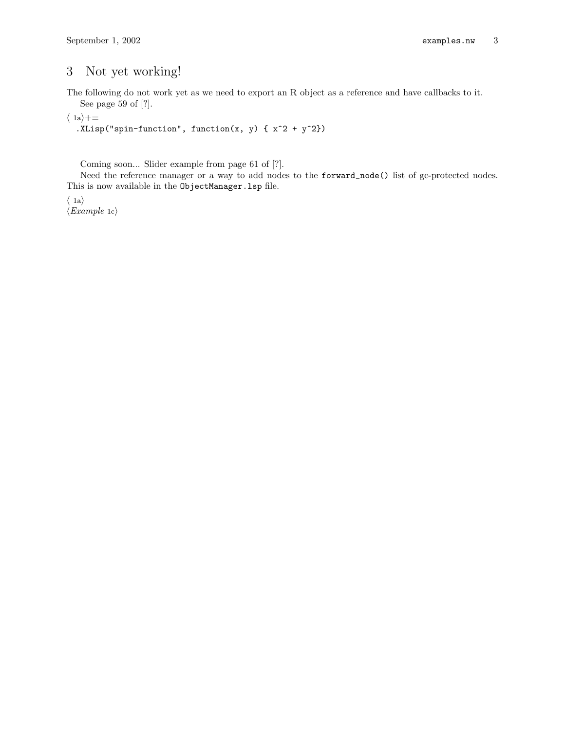# 3 Not yet working!

The following do not work yet as we need to export an R object as a reference and have callbacks to it.
See page 59 of [?].

⟨ 1a⟩+≡

```
.XLisp("spin-function", function(x, y) { x^2 + y^2})
```

Coming soon... Slider example from page 61 of [?].

Need the reference manager or a way to add nodes to the `forward_node()` list of gc-protected nodes. This is now available in the `ObjectManager.lsp` file.

⟨ 1a⟩
⟨*Example* 1c⟩